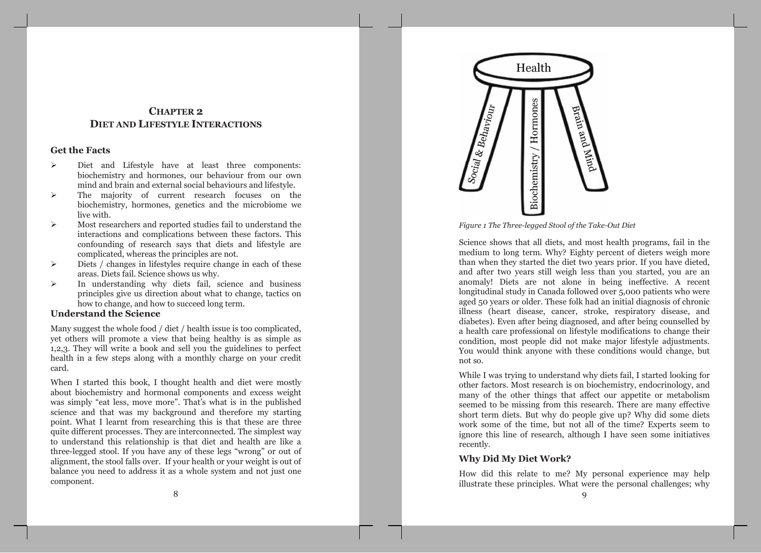# CHAPTER 2
# DIET AND LIFESTYLE INTERACTIONS

### Get the Facts

- Diet and Lifestyle have at least three components: biochemistry and hormones, our behaviour from our own mind and brain and external social behaviours and lifestyle.
- The majority of current research focuses on the biochemistry, hormones, genetics and the microbiome we live with.
- Most researchers and reported studies fail to understand the interactions and complications between these factors. This confounding of research says that diets and lifestyle are complicated, whereas the principles are not.
- Diets / changes in lifestyles require change in each of these areas. Diets fail. Science shows us why.
- In understanding why diets fail, science and business principles give us direction about what to change, tactics on how to change, and how to succeed long term.

### Understand the Science

Many suggest the whole food / diet / health issue is too complicated, yet others will promote a view that being healthy is as simple as 1,2,3. They will write a book and sell you the guidelines to perfect health in a few steps along with a monthly charge on your credit card.

When I started this book, I thought health and diet were mostly about biochemistry and hormonal components and excess weight was simply "eat less, move more". That's what is in the published science and that was my background and therefore my starting point. What I learnt from researching this is that these are three quite different processes. They are interconnected. The simplest way to understand this relationship is that diet and health are like a three-legged stool. If you have any of these legs "wrong" or out of alignment, the stool falls over. If your health or your weight is out of balance you need to address it as a whole system and not just one component.

Health

Social & Behaviour | Biochemistry / Hormones | Brain and Mind

*Figure 1 The Three-legged Stool of the Take-Out Diet*

Science shows that all diets, and most health programs, fail in the medium to long term. Why? Eighty percent of dieters weigh more than when they started the diet two years prior. If you have dieted, and after two years still weigh less than you started, you are an anomaly! Diets are not alone in being ineffective. A recent longitudinal study in Canada followed over 5,000 patients who were aged 50 years or older. These folk had an initial diagnosis of chronic illness (heart disease, cancer, stroke, respiratory disease, and diabetes). Even after being diagnosed, and after being counselled by a health care professional on lifestyle modifications to change their condition, most people did not make major lifestyle adjustments. You would think anyone with these conditions would change, but not so.

While I was trying to understand why diets fail, I started looking for other factors. Most research is on biochemistry, endocrinology, and many of the other things that affect our appetite or metabolism seemed to be missing from this research. There are many effective short term diets. But why do people give up? Why did some diets work some of the time, but not all of the time? Experts seem to ignore this line of research, although I have seen some initiatives recently.

### Why Did My Diet Work?

How did this relate to me? My personal experience may help illustrate these principles. What were the personal challenges; why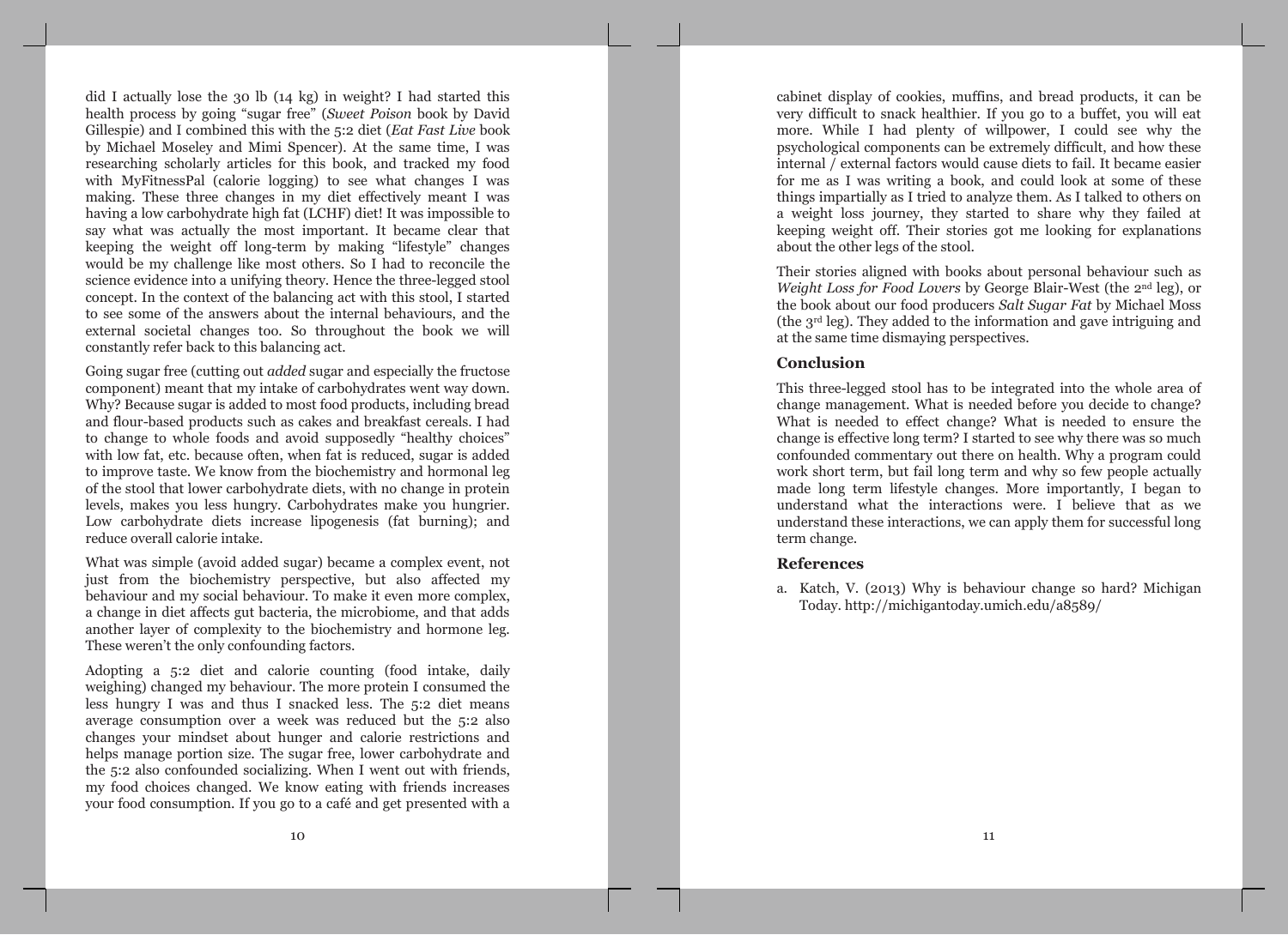did I actually lose the 30 lb (14 kg) in weight? I had started this health process by going "sugar free" (*Sweet Poison* book by David Gillespie) and I combined this with the 5:2 diet (*Eat Fast Live* book by Michael Moseley and Mimi Spencer). At the same time, I was researching scholarly articles for this book, and tracked my food with MyFitnessPal (calorie logging) to see what changes I was making. These three changes in my diet effectively meant I was having a low carbohydrate high fat (LCHF) diet! It was impossible to say what was actually the most important. It became clear that keeping the weight off long-term by making "lifestyle" changes would be my challenge like most others. So I had to reconcile the science evidence into a unifying theory. Hence the three-legged stool concept. In the context of the balancing act with this stool, I started to see some of the answers about the internal behaviours, and the external societal changes too. So throughout the book we will constantly refer back to this balancing act.

Going sugar free (cutting out *added* sugar and especially the fructose component) meant that my intake of carbohydrates went way down. Why? Because sugar is added to most food products, including bread and flour-based products such as cakes and breakfast cereals. I had to change to whole foods and avoid supposedly "healthy choices" with low fat, etc. because often, when fat is reduced, sugar is added to improve taste. We know from the biochemistry and hormonal leg of the stool that lower carbohydrate diets, with no change in protein levels, makes you less hungry. Carbohydrates make you hungrier. Low carbohydrate diets increase lipogenesis (fat burning); and reduce overall calorie intake.

What was simple (avoid added sugar) became a complex event, not just from the biochemistry perspective, but also affected my behaviour and my social behaviour. To make it even more complex, a change in diet affects gut bacteria, the microbiome, and that adds another layer of complexity to the biochemistry and hormone leg. These weren't the only confounding factors.

Adopting a 5:2 diet and calorie counting (food intake, daily weighing) changed my behaviour. The more protein I consumed the less hungry I was and thus I snacked less. The 5:2 diet means average consumption over a week was reduced but the 5:2 also changes your mindset about hunger and calorie restrictions and helps manage portion size. The sugar free, lower carbohydrate and the 5:2 also confounded socializing. When I went out with friends, my food choices changed. We know eating with friends increases your food consumption. If you go to a café and get presented with a cabinet display of cookies, muffins, and bread products, it can be very difficult to snack healthier. If you go to a buffet, you will eat more. While I had plenty of willpower, I could see why the psychological components can be extremely difficult, and how these internal / external factors would cause diets to fail. It became easier for me as I was writing a book, and could look at some of these things impartially as I tried to analyze them. As I talked to others on a weight loss journey, they started to share why they failed at keeping weight off. Their stories got me looking for explanations about the other legs of the stool.

Their stories aligned with books about personal behaviour such as *Weight Loss for Food Lovers* by George Blair-West (the 2nd leg), or the book about our food producers *Salt Sugar Fat* by Michael Moss (the 3rd leg). They added to the information and gave intriguing and at the same time dismaying perspectives.

## Conclusion

This three-legged stool has to be integrated into the whole area of change management. What is needed before you decide to change? What is needed to effect change? What is needed to ensure the change is effective long term? I started to see why there was so much confounded commentary out there on health. Why a program could work short term, but fail long term and why so few people actually made long term lifestyle changes. More importantly, I began to understand what the interactions were. I believe that as we understand these interactions, we can apply them for successful long term change.

## References

a. Katch, V. (2013) Why is behaviour change so hard? Michigan Today. http://michigantoday.umich.edu/a8589/